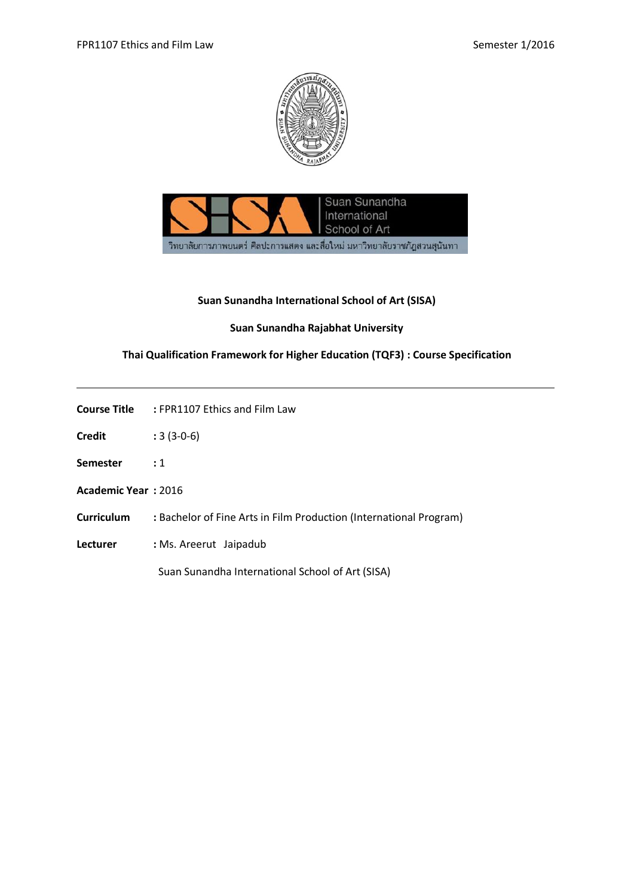**Suan Sunandha International School of Art (SISA)**

**Suan Sunandha Rajabhat University**

**Thai Qualification Framework for Higher Education (TQF3) : Course Specification**

---

**Course Title** : FPR1107 Ethics and Film Law

**Credit** : 3 (3-0-6)

**Semester** : 1

**Academic Year** : 2016

**Curriculum** : Bachelor of Fine Arts in Film Production (International Program)

**Lecturer** : Ms. Areerut Jaipadub

Suan Sunandha International School of Art (SISA)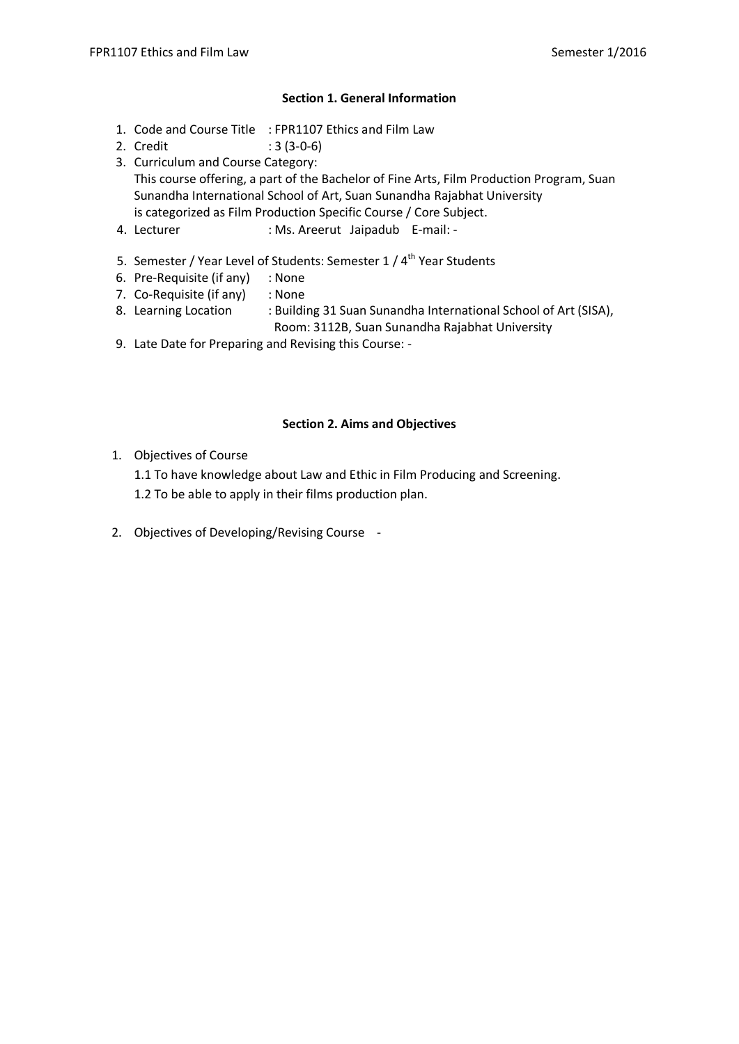## Section 1. General Information

1. Code and Course Title : FPR1107 Ethics and Film Law
2. Credit : 3 (3-0-6)
3. Curriculum and Course Category:
   This course offering, a part of the Bachelor of Fine Arts, Film Production Program, Suan Sunandha International School of Art, Suan Sunandha Rajabhat University is categorized as Film Production Specific Course / Core Subject.
4. Lecturer : Ms. Areerut Jaipadub E-mail: -
5. Semester / Year Level of Students: Semester 1 / 4th Year Students
6. Pre-Requisite (if any) : None
7. Co-Requisite (if any) : None
8. Learning Location : Building 31 Suan Sunandha International School of Art (SISA), Room: 3112B, Suan Sunandha Rajabhat University
9. Late Date for Preparing and Revising this Course: -

## Section 2. Aims and Objectives

1. Objectives of Course
   1.1 To have knowledge about Law and Ethic in Film Producing and Screening.
   1.2 To be able to apply in their films production plan.
2. Objectives of Developing/Revising Course -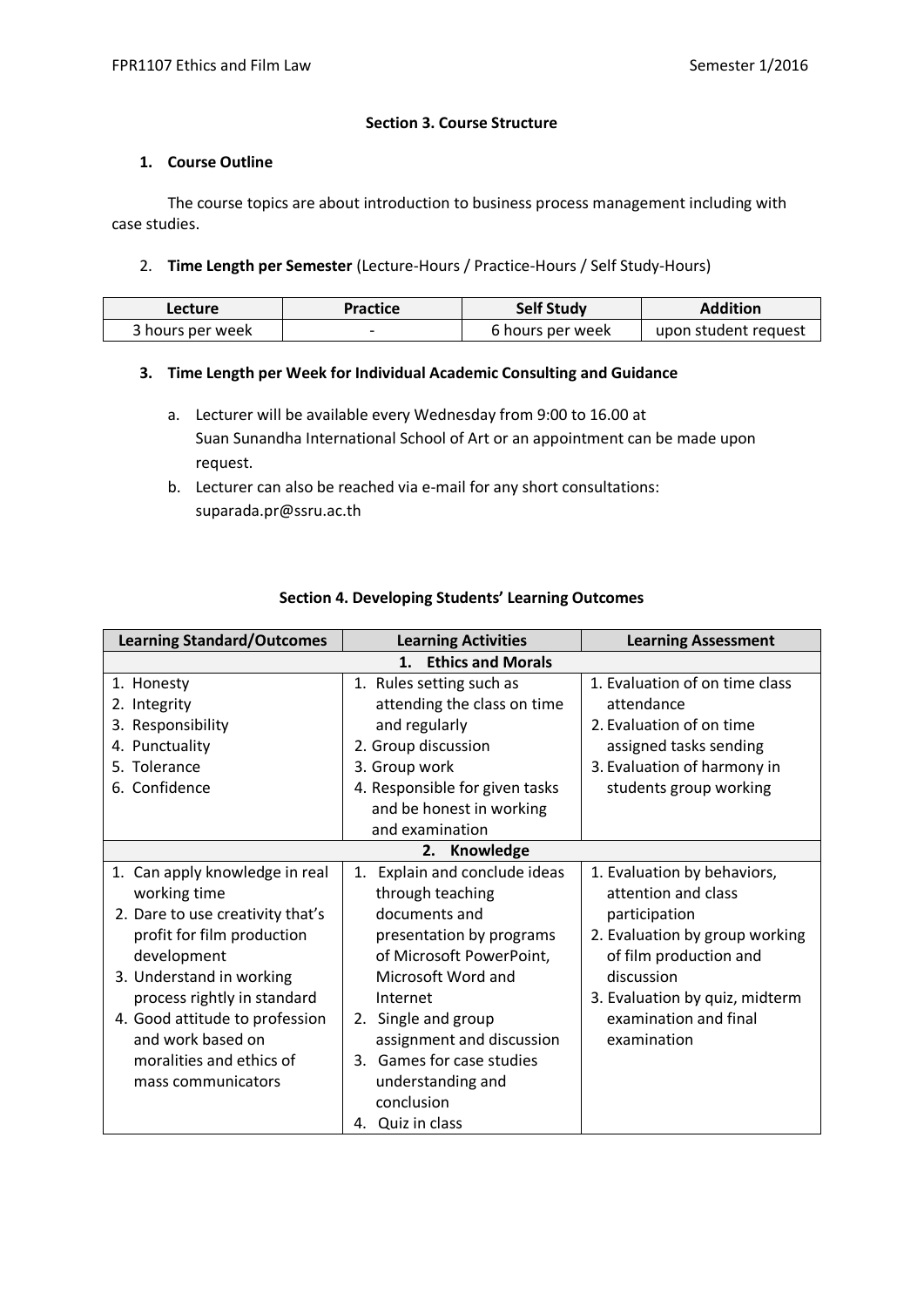## Section 3. Course Structure

### 1. Course Outline

The course topics are about introduction to business process management including with case studies.

2. **Time Length per Semester** (Lecture-Hours / Practice-Hours / Self Study-Hours)

| Lecture | Practice | Self Study | Addition |
|---|---|---|---|
| 3 hours per week | - | 6 hours per week | upon student request |

### 3. Time Length per Week for Individual Academic Consulting and Guidance

a. Lecturer will be available every Wednesday from 9:00 to 16.00 at Suan Sunandha International School of Art or an appointment can be made upon request.

b. Lecturer can also be reached via e-mail for any short consultations: suparada.pr@ssru.ac.th

## Section 4. Developing Students' Learning Outcomes

| Learning Standard/Outcomes | Learning Activities | Learning Assessment |
|---|---|---|
| **1. Ethics and Morals** | | |
| 1. Honesty<br>2. Integrity<br>3. Responsibility<br>4. Punctuality<br>5. Tolerance<br>6. Confidence | 1. Rules setting such as attending the class on time and regularly<br>2. Group discussion<br>3. Group work<br>4. Responsible for given tasks and be honest in working and examination | 1. Evaluation of on time class attendance<br>2. Evaluation of on time assigned tasks sending<br>3. Evaluation of harmony in students group working |
| **2. Knowledge** | | |
| 1. Can apply knowledge in real working time<br>2. Dare to use creativity that's profit for film production development<br>3. Understand in working process rightly in standard<br>4. Good attitude to profession and work based on moralities and ethics of mass communicators | 1. Explain and conclude ideas through teaching documents and presentation by programs of Microsoft PowerPoint, Microsoft Word and Internet<br>2. Single and group assignment and discussion<br>3. Games for case studies understanding and conclusion<br>4. Quiz in class | 1. Evaluation by behaviors, attention and class participation<br>2. Evaluation by group working of film production and discussion<br>3. Evaluation by quiz, midterm examination and final examination |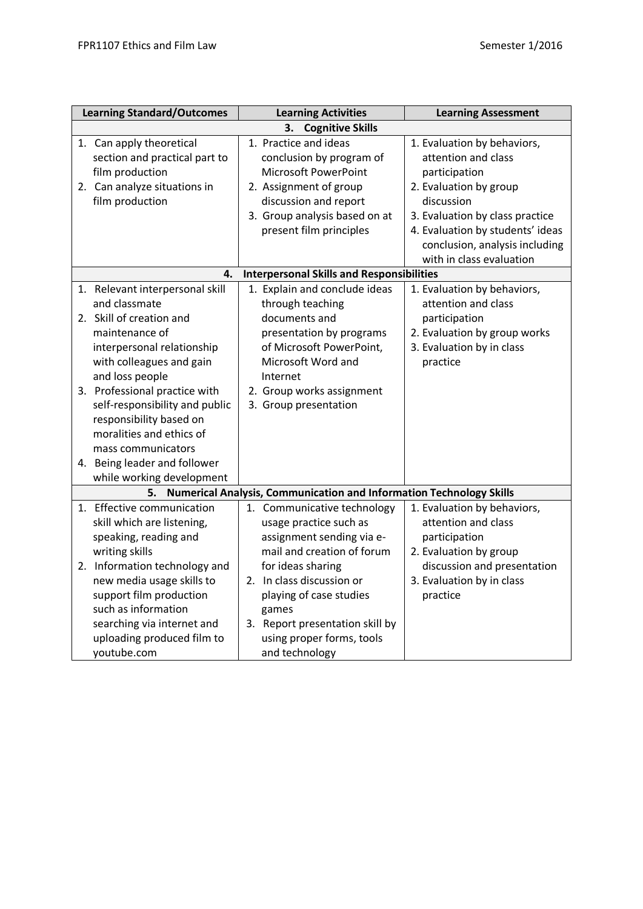| Learning Standard/Outcomes | Learning Activities | Learning Assessment |
|---|---|---|
| **3. Cognitive Skills** | | |
| 1. Can apply theoretical section and practical part to film production<br>2. Can analyze situations in film production | 1. Practice and ideas conclusion by program of Microsoft PowerPoint<br>2. Assignment of group discussion and report<br>3. Group analysis based on at present film principles | 1. Evaluation by behaviors, attention and class participation<br>2. Evaluation by group discussion<br>3. Evaluation by class practice<br>4. Evaluation by students' ideas conclusion, analysis including with in class evaluation |
| **4. Interpersonal Skills and Responsibilities** | | |
| 1. Relevant interpersonal skill and classmate<br>2. Skill of creation and maintenance of interpersonal relationship with colleagues and gain and loss people<br>3. Professional practice with self-responsibility and public responsibility based on moralities and ethics of mass communicators<br>4. Being leader and follower while working development | 1. Explain and conclude ideas through teaching documents and presentation by programs of Microsoft PowerPoint, Microsoft Word and Internet<br>2. Group works assignment<br>3. Group presentation | 1. Evaluation by behaviors, attention and class participation<br>2. Evaluation by group works<br>3. Evaluation by in class practice |
| **5. Numerical Analysis, Communication and Information Technology Skills** | | |
| 1. Effective communication skill which are listening, speaking, reading and writing skills<br>2. Information technology and new media usage skills to support film production such as information searching via internet and uploading produced film to youtube.com | 1. Communicative technology usage practice such as assignment sending via e-mail and creation of forum for ideas sharing<br>2. In class discussion or playing of case studies games<br>3. Report presentation skill by using proper forms, tools and technology | 1. Evaluation by behaviors, attention and class participation<br>2. Evaluation by group discussion and presentation<br>3. Evaluation by in class practice |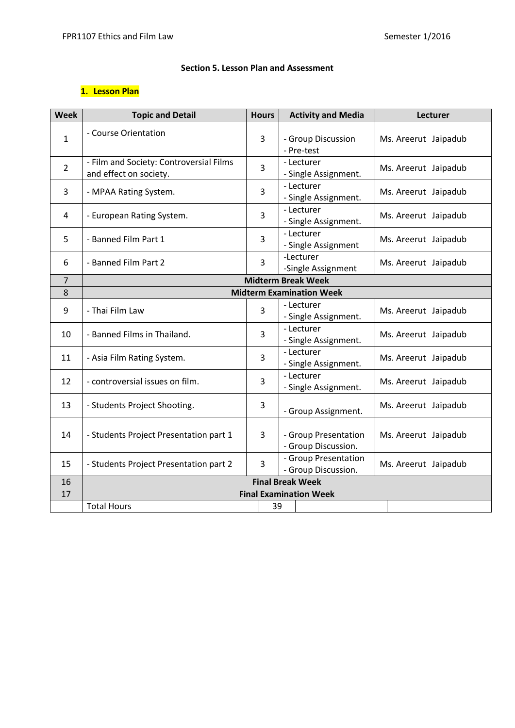### Section 5. Lesson Plan and Assessment

#### 1. Lesson Plan

| Week | Topic and Detail | Hours | Activity and Media | Lecturer |
|---|---|---|---|---|
| 1 | - Course Orientation | 3 | - Group Discussion<br>- Pre-test | Ms. Areerut Jaipadub |
| 2 | - Film and Society: Controversial Films and effect on society. | 3 | - Lecturer<br>- Single Assignment. | Ms. Areerut Jaipadub |
| 3 | - MPAA Rating System. | 3 | - Lecturer<br>- Single Assignment. | Ms. Areerut Jaipadub |
| 4 | - European Rating System. | 3 | - Lecturer<br>- Single Assignment. | Ms. Areerut Jaipadub |
| 5 | - Banned Film Part 1 | 3 | - Lecturer<br>- Single Assignment | Ms. Areerut Jaipadub |
| 6 | - Banned Film Part 2 | 3 | -Lecturer<br>-Single Assignment | Ms. Areerut Jaipadub |
| 7 | **Midterm Break Week** | | | |
| 8 | **Midterm Examination Week** | | | |
| 9 | - Thai Film Law | 3 | - Lecturer<br>- Single Assignment. | Ms. Areerut Jaipadub |
| 10 | - Banned Films in Thailand. | 3 | - Lecturer<br>- Single Assignment. | Ms. Areerut Jaipadub |
| 11 | - Asia Film Rating System. | 3 | - Lecturer<br>- Single Assignment. | Ms. Areerut Jaipadub |
| 12 | - controversial issues on film. | 3 | - Lecturer<br>- Single Assignment. | Ms. Areerut Jaipadub |
| 13 | - Students Project Shooting. | 3 | - Group Assignment. | Ms. Areerut Jaipadub |
| 14 | - Students Project Presentation part 1 | 3 | - Group Presentation<br>- Group Discussion. | Ms. Areerut Jaipadub |
| 15 | - Students Project Presentation part 2 | 3 | - Group Presentation<br>- Group Discussion. | Ms. Areerut Jaipadub |
| 16 | **Final Break Week** | | | |
| 17 | **Final Examination Week** | | | |
| | Total Hours | 39 | | |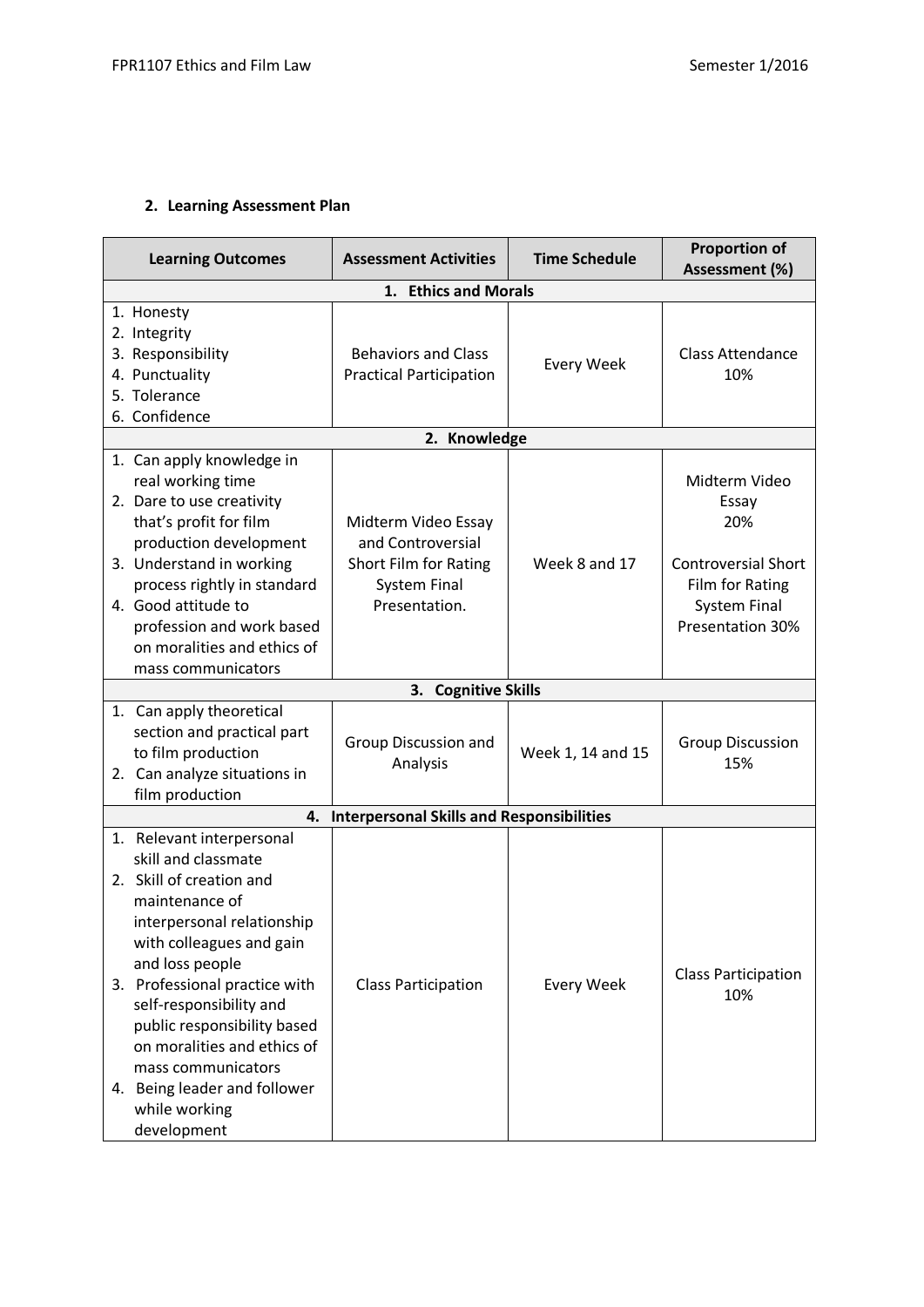## 2. Learning Assessment Plan

| Learning Outcomes | Assessment Activities | Time Schedule | Proportion of Assessment (%) |
|---|---|---|---|
| **1. Ethics and Morals** | | | |
| 1. Honesty<br>2. Integrity<br>3. Responsibility<br>4. Punctuality<br>5. Tolerance<br>6. Confidence | Behaviors and Class Practical Participation | Every Week | Class Attendance 10% |
| **2. Knowledge** | | | |
| 1. Can apply knowledge in real working time<br>2. Dare to use creativity that's profit for film production development<br>3. Understand in working process rightly in standard<br>4. Good attitude to profession and work based on moralities and ethics of mass communicators | Midterm Video Essay and Controversial Short Film for Rating System Final Presentation. | Week 8 and 17 | Midterm Video Essay 20%<br><br>Controversial Short Film for Rating System Final Presentation 30% |
| **3. Cognitive Skills** | | | |
| 1. Can apply theoretical section and practical part to film production<br>2. Can analyze situations in film production | Group Discussion and Analysis | Week 1, 14 and 15 | Group Discussion 15% |
| **4. Interpersonal Skills and Responsibilities** | | | |
| 1. Relevant interpersonal skill and classmate<br>2. Skill of creation and maintenance of interpersonal relationship with colleagues and gain and loss people<br>3. Professional practice with self-responsibility and public responsibility based on moralities and ethics of mass communicators<br>4. Being leader and follower while working development | Class Participation | Every Week | Class Participation 10% |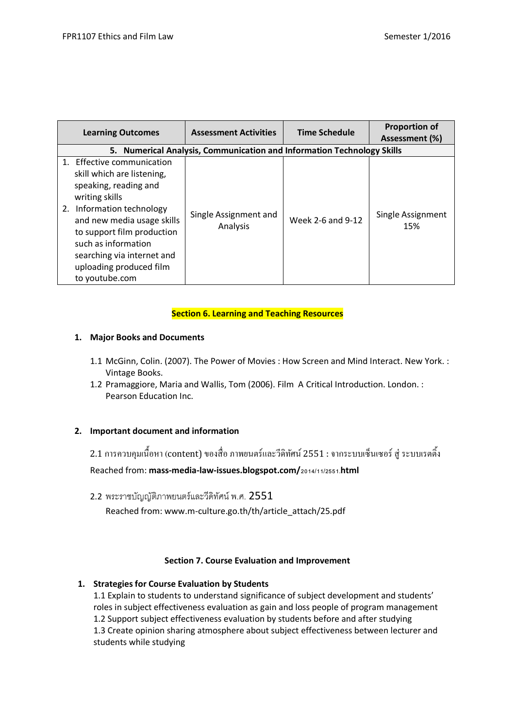| Learning Outcomes | Assessment Activities | Time Schedule | Proportion of Assessment (%) |
| --- | --- | --- | --- |
| **5. Numerical Analysis, Communication and Information Technology Skills** | | | |
| 1. Effective communication skill which are listening, speaking, reading and writing skills<br>2. Information technology and new media usage skills to support film production such as information searching via internet and uploading produced film to youtube.com | Single Assignment and Analysis | Week 2-6 and 9-12 | Single Assignment 15% |

## Section 6. Learning and Teaching Resources

### 1. Major Books and Documents

1.1 McGinn, Colin. (2007). The Power of Movies : How Screen and Mind Interact. New York. : Vintage Books.

1.2 Pramaggiore, Maria and Wallis, Tom (2006). Film A Critical Introduction. London. : Pearson Education Inc.

### 2. Important document and information

2.1 การควบคุมเนื้อหา (content) ของสื่อ ภาพยนตร์และวีดิทัศน์ 2551 : จากระบบเซ็นเซอร์ สู่ ระบบเรตติ้ง

Reached from: **mass-media-law-issues.blogspot.com/**2014/11/2551.**html**

2.2 พระราชบัญญัติภาพยนตร์และวีดิทัศน์ พ.ศ. 2551

Reached from: www.m-culture.go.th/th/article_attach/25.pdf

## Section 7. Course Evaluation and Improvement

### 1. Strategies for Course Evaluation by Students

1.1 Explain to students to understand significance of subject development and students' roles in subject effectiveness evaluation as gain and loss people of program management

1.2 Support subject effectiveness evaluation by students before and after studying

1.3 Create opinion sharing atmosphere about subject effectiveness between lecturer and students while studying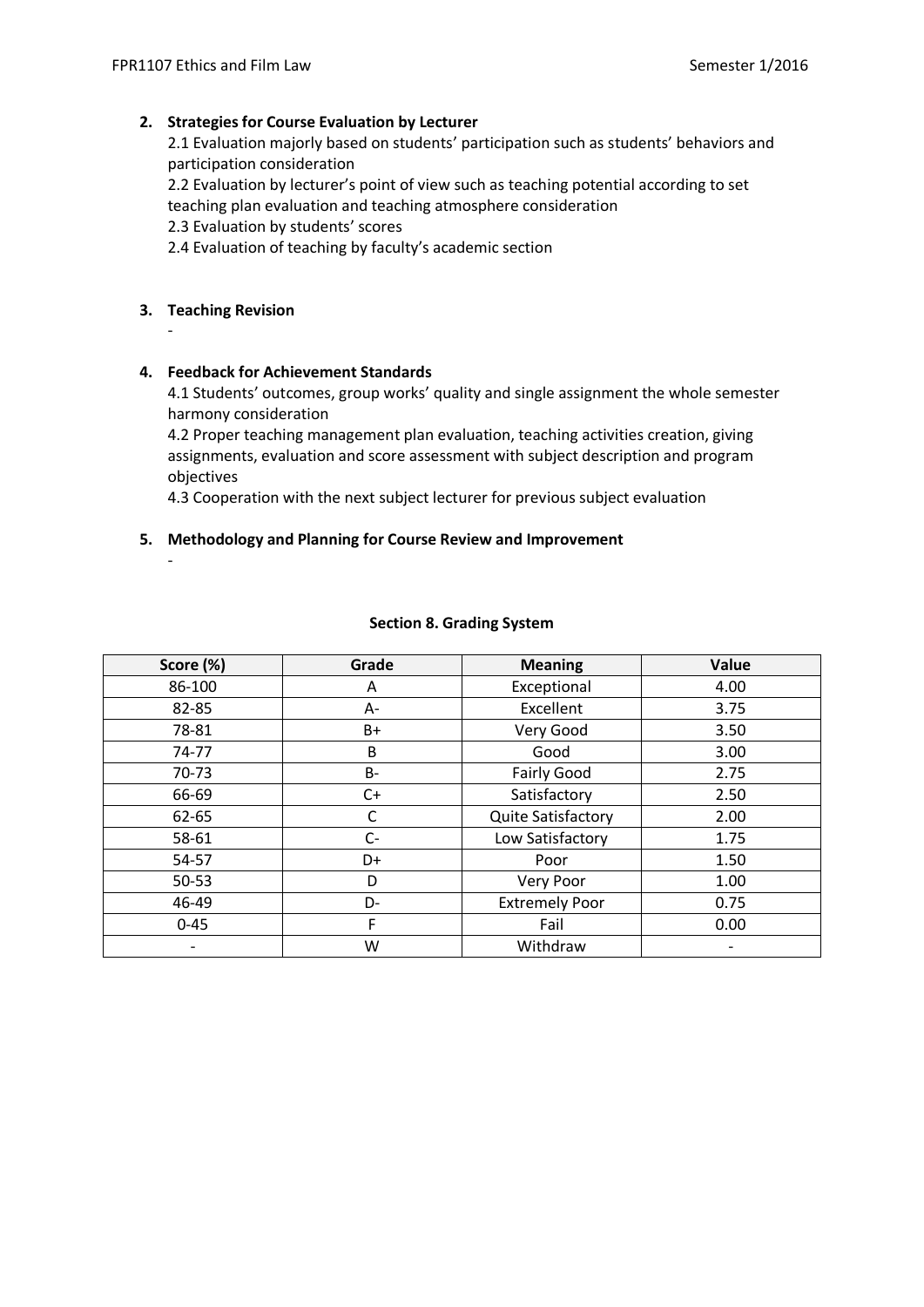2. **Strategies for Course Evaluation by Lecturer**

   2.1 Evaluation majorly based on students' participation such as students' behaviors and participation consideration

   2.2 Evaluation by lecturer's point of view such as teaching potential according to set teaching plan evaluation and teaching atmosphere consideration

   2.3 Evaluation by students' scores

   2.4 Evaluation of teaching by faculty's academic section

3. **Teaching Revision**

   -

4. **Feedback for Achievement Standards**

   4.1 Students' outcomes, group works' quality and single assignment the whole semester harmony consideration

   4.2 Proper teaching management plan evaluation, teaching activities creation, giving assignments, evaluation and score assessment with subject description and program objectives

   4.3 Cooperation with the next subject lecturer for previous subject evaluation

5. **Methodology and Planning for Course Review and Improvement**

   -

## Section 8. Grading System

| Score (%) | Grade | Meaning | Value |
|---|---|---|---|
| 86-100 | A | Exceptional | 4.00 |
| 82-85 | A- | Excellent | 3.75 |
| 78-81 | B+ | Very Good | 3.50 |
| 74-77 | B | Good | 3.00 |
| 70-73 | B- | Fairly Good | 2.75 |
| 66-69 | C+ | Satisfactory | 2.50 |
| 62-65 | C | Quite Satisfactory | 2.00 |
| 58-61 | C- | Low Satisfactory | 1.75 |
| 54-57 | D+ | Poor | 1.50 |
| 50-53 | D | Very Poor | 1.00 |
| 46-49 | D- | Extremely Poor | 0.75 |
| 0-45 | F | Fail | 0.00 |
| - | W | Withdraw | - |